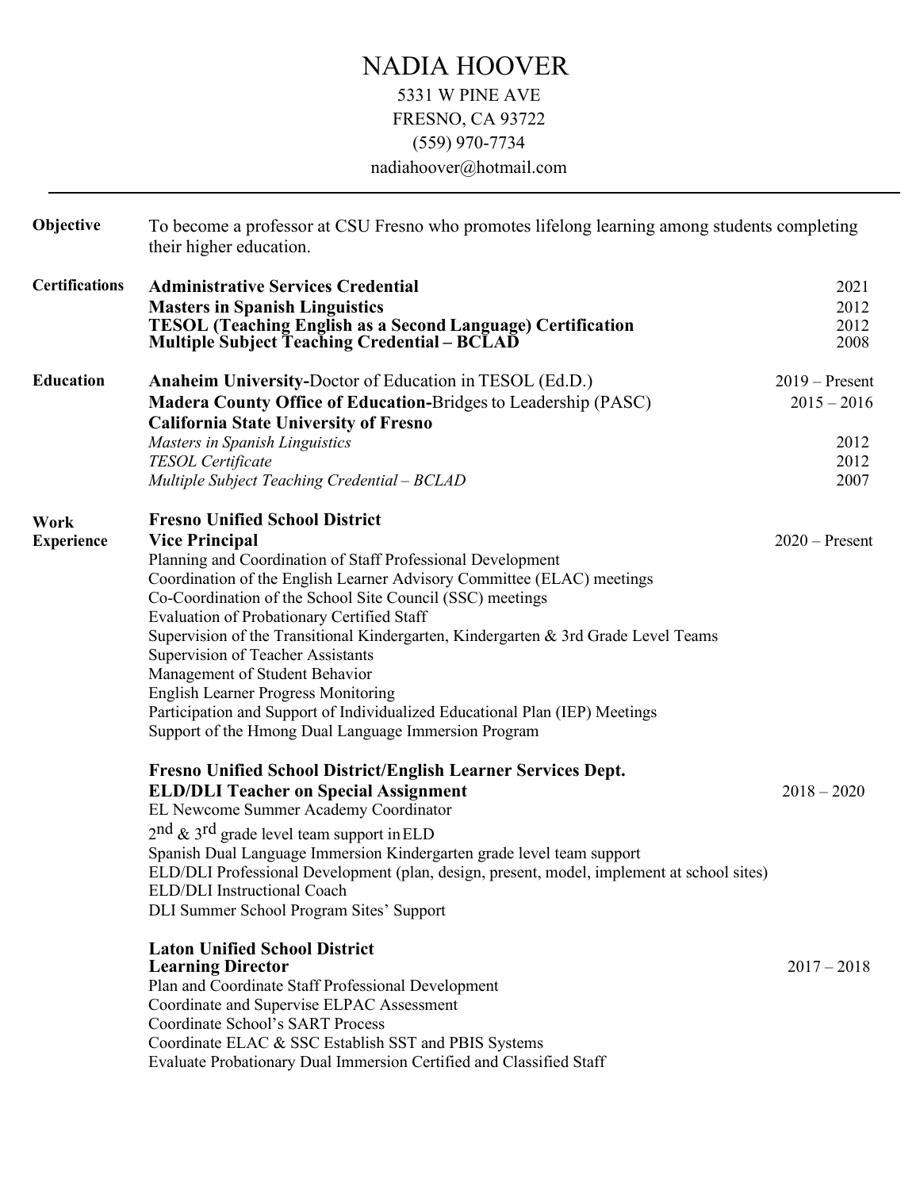# NADIA HOOVER

5331 W PINE AVE
FRESNO, CA 93722
(559) 970-7734
nadiahoover@hotmail.com

---

**Objective**

To become a professor at CSU Fresno who promotes lifelong learning among students completing their higher education.

**Certifications**

**Administrative Services Credential** — 2021
**Masters in Spanish Linguistics** — 2012
**TESOL (Teaching English as a Second Language) Certification** — 2012
**Multiple Subject Teaching Credential – BCLAD** — 2008

**Education**

**Anaheim University-**Doctor of Education in TESOL (Ed.D.) — 2019 – Present
**Madera County Office of Education-**Bridges to Leadership (PASC) — 2015 – 2016
**California State University of Fresno**
*Masters in Spanish Linguistics* — 2012
*TESOL Certificate* — 2012
*Multiple Subject Teaching Credential – BCLAD* — 2007

**Work Experience**

**Fresno Unified School District**
**Vice Principal** — 2020 – Present
Planning and Coordination of Staff Professional Development
Coordination of the English Learner Advisory Committee (ELAC) meetings
Co-Coordination of the School Site Council (SSC) meetings
Evaluation of Probationary Certified Staff
Supervision of the Transitional Kindergarten, Kindergarten & 3rd Grade Level Teams
Supervision of Teacher Assistants
Management of Student Behavior
English Learner Progress Monitoring
Participation and Support of Individualized Educational Plan (IEP) Meetings
Support of the Hmong Dual Language Immersion Program

**Fresno Unified School District/English Learner Services Dept.**
**ELD/DLI Teacher on Special Assignment** — 2018 – 2020
EL Newcome Summer Academy Coordinator
2nd & 3rd grade level team support in ELD
Spanish Dual Language Immersion Kindergarten grade level team support
ELD/DLI Professional Development (plan, design, present, model, implement at school sites)
ELD/DLI Instructional Coach
DLI Summer School Program Sites' Support

**Laton Unified School District**
**Learning Director** — 2017 – 2018
Plan and Coordinate Staff Professional Development
Coordinate and Supervise ELPAC Assessment
Coordinate School's SART Process
Coordinate ELAC & SSC Establish SST and PBIS Systems
Evaluate Probationary Dual Immersion Certified and Classified Staff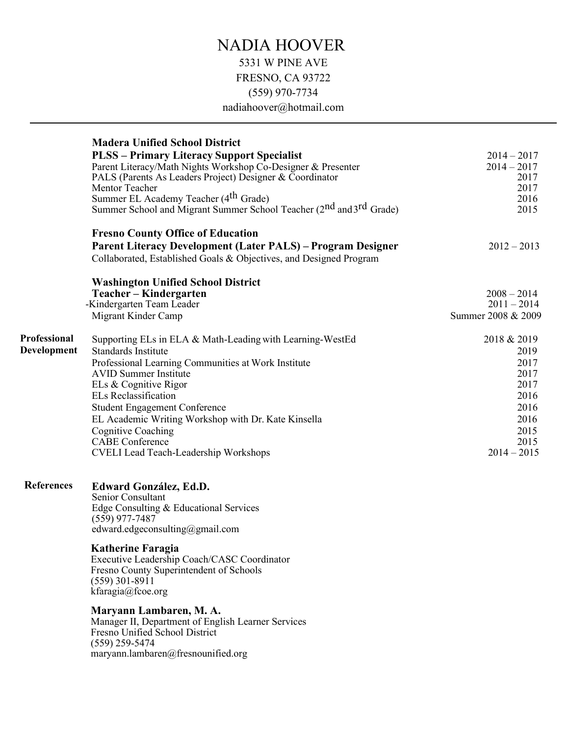# NADIA HOOVER

5331 W PINE AVE
FRESNO, CA 93722
(559) 970-7734
nadiahoover@hotmail.com

---

**Madera Unified School District**

| | |
|---|---|
| **PLSS – Primary Literacy Support Specialist** | 2014 – 2017 |
| Parent Literacy/Math Nights Workshop Co-Designer & Presenter | 2014 – 2017 |
| PALS (Parents As Leaders Project) Designer & Coordinator | 2017 |
| Mentor Teacher | 2017 |
| Summer EL Academy Teacher (4th Grade) | 2016 |
| Summer School and Migrant Summer School Teacher (2nd and 3rd Grade) | 2015 |

**Fresno County Office of Education**

| | |
|---|---|
| **Parent Literacy Development (Later PALS) – Program Designer** | 2012 – 2013 |
| Collaborated, Established Goals & Objectives, and Designed Program | |

**Washington Unified School District**

| | |
|---|---|
| **Teacher – Kindergarten** | 2008 – 2014 |
| -Kindergarten Team Leader | 2011 – 2014 |
| Migrant Kinder Camp | Summer 2008 & 2009 |

## Professional Development

| | |
|---|---|
| Supporting ELs in ELA & Math-Leading with Learning-WestEd | 2018 & 2019 |
| Standards Institute | 2019 |
| Professional Learning Communities at Work Institute | 2017 |
| AVID Summer Institute | 2017 |
| ELs & Cognitive Rigor | 2017 |
| ELs Reclassification | 2016 |
| Student Engagement Conference | 2016 |
| EL Academic Writing Workshop with Dr. Kate Kinsella | 2016 |
| Cognitive Coaching | 2015 |
| CABE Conference | 2015 |
| CVELI Lead Teach-Leadership Workshops | 2014 – 2015 |

## References

**Edward González, Ed.D.**
Senior Consultant
Edge Consulting & Educational Services
(559) 977-7487
edward.edgeconsulting@gmail.com

**Katherine Faragia**
Executive Leadership Coach/CASC Coordinator
Fresno County Superintendent of Schools
(559) 301-8911
kfaragia@fcoe.org

**Maryann Lambaren, M. A.**
Manager II, Department of English Learner Services
Fresno Unified School District
(559) 259-5474
maryann.lambaren@fresnounified.org